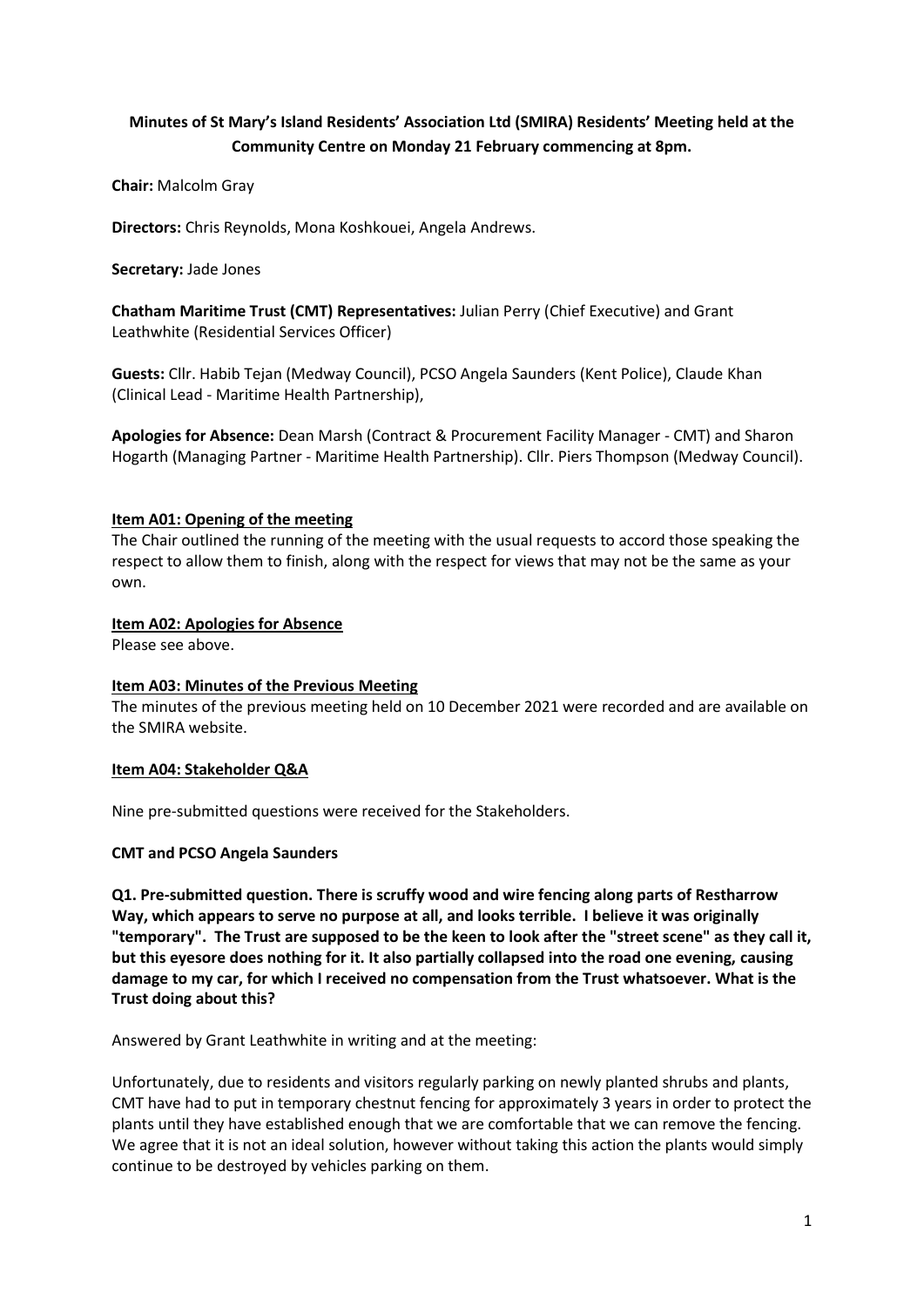**Minutes of St Mary's Island Residents' Association Ltd (SMIRA) Residents' Meeting held at the Community Centre on Monday 21 February commencing at 8pm.**

**Chair:** Malcolm Gray

**Directors:** Chris Reynolds, Mona Koshkouei, Angela Andrews.

**Secretary:** Jade Jones

**Chatham Maritime Trust (CMT) Representatives:** Julian Perry (Chief Executive) and Grant Leathwhite (Residential Services Officer)

**Guests:** Cllr. Habib Tejan (Medway Council), PCSO Angela Saunders (Kent Police), Claude Khan (Clinical Lead - Maritime Health Partnership),

**Apologies for Absence:** Dean Marsh (Contract & Procurement Facility Manager - CMT) and Sharon Hogarth (Managing Partner - Maritime Health Partnership). Cllr. Piers Thompson (Medway Council).

**Item A01: Opening of the meeting**

The Chair outlined the running of the meeting with the usual requests to accord those speaking the respect to allow them to finish, along with the respect for views that may not be the same as your own.

**Item A02: Apologies for Absence**

Please see above.

**Item A03: Minutes of the Previous Meeting**

The minutes of the previous meeting held on 10 December 2021 were recorded and are available on the SMIRA website.

**Item A04: Stakeholder Q&A**

Nine pre-submitted questions were received for the Stakeholders.

**CMT and PCSO Angela Saunders**

**Q1. Pre-submitted question. There is scruffy wood and wire fencing along parts of Restharrow Way, which appears to serve no purpose at all, and looks terrible. I believe it was originally "temporary". The Trust are supposed to be the keen to look after the "street scene" as they call it, but this eyesore does nothing for it. It also partially collapsed into the road one evening, causing damage to my car, for which I received no compensation from the Trust whatsoever. What is the Trust doing about this?**

Answered by Grant Leathwhite in writing and at the meeting:

Unfortunately, due to residents and visitors regularly parking on newly planted shrubs and plants, CMT have had to put in temporary chestnut fencing for approximately 3 years in order to protect the plants until they have established enough that we are comfortable that we can remove the fencing. We agree that it is not an ideal solution, however without taking this action the plants would simply continue to be destroyed by vehicles parking on them.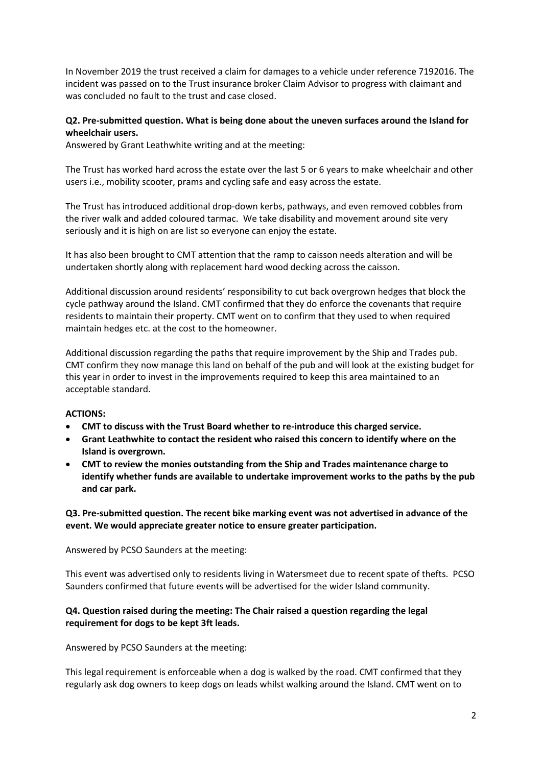In November 2019 the trust received a claim for damages to a vehicle under reference 7192016. The incident was passed on to the Trust insurance broker Claim Advisor to progress with claimant and was concluded no fault to the trust and case closed.

**Q2. Pre-submitted question. What is being done about the uneven surfaces around the Island for wheelchair users.**

Answered by Grant Leathwhite writing and at the meeting:

The Trust has worked hard across the estate over the last 5 or 6 years to make wheelchair and other users i.e., mobility scooter, prams and cycling safe and easy across the estate.

The Trust has introduced additional drop-down kerbs, pathways, and even removed cobbles from the river walk and added coloured tarmac. We take disability and movement around site very seriously and it is high on are list so everyone can enjoy the estate.

It has also been brought to CMT attention that the ramp to caisson needs alteration and will be undertaken shortly along with replacement hard wood decking across the caisson.

Additional discussion around residents' responsibility to cut back overgrown hedges that block the cycle pathway around the Island. CMT confirmed that they do enforce the covenants that require residents to maintain their property. CMT went on to confirm that they used to when required maintain hedges etc. at the cost to the homeowner.

Additional discussion regarding the paths that require improvement by the Ship and Trades pub. CMT confirm they now manage this land on behalf of the pub and will look at the existing budget for this year in order to invest in the improvements required to keep this area maintained to an acceptable standard.

**ACTIONS:**

- **CMT to discuss with the Trust Board whether to re-introduce this charged service.**
- **Grant Leathwhite to contact the resident who raised this concern to identify where on the Island is overgrown.**
- **CMT to review the monies outstanding from the Ship and Trades maintenance charge to identify whether funds are available to undertake improvement works to the paths by the pub and car park.**

**Q3. Pre-submitted question. The recent bike marking event was not advertised in advance of the event. We would appreciate greater notice to ensure greater participation.**

Answered by PCSO Saunders at the meeting:

This event was advertised only to residents living in Watersmeet due to recent spate of thefts. PCSO Saunders confirmed that future events will be advertised for the wider Island community.

**Q4. Question raised during the meeting: The Chair raised a question regarding the legal requirement for dogs to be kept 3ft leads.**

Answered by PCSO Saunders at the meeting:

This legal requirement is enforceable when a dog is walked by the road. CMT confirmed that they regularly ask dog owners to keep dogs on leads whilst walking around the Island. CMT went on to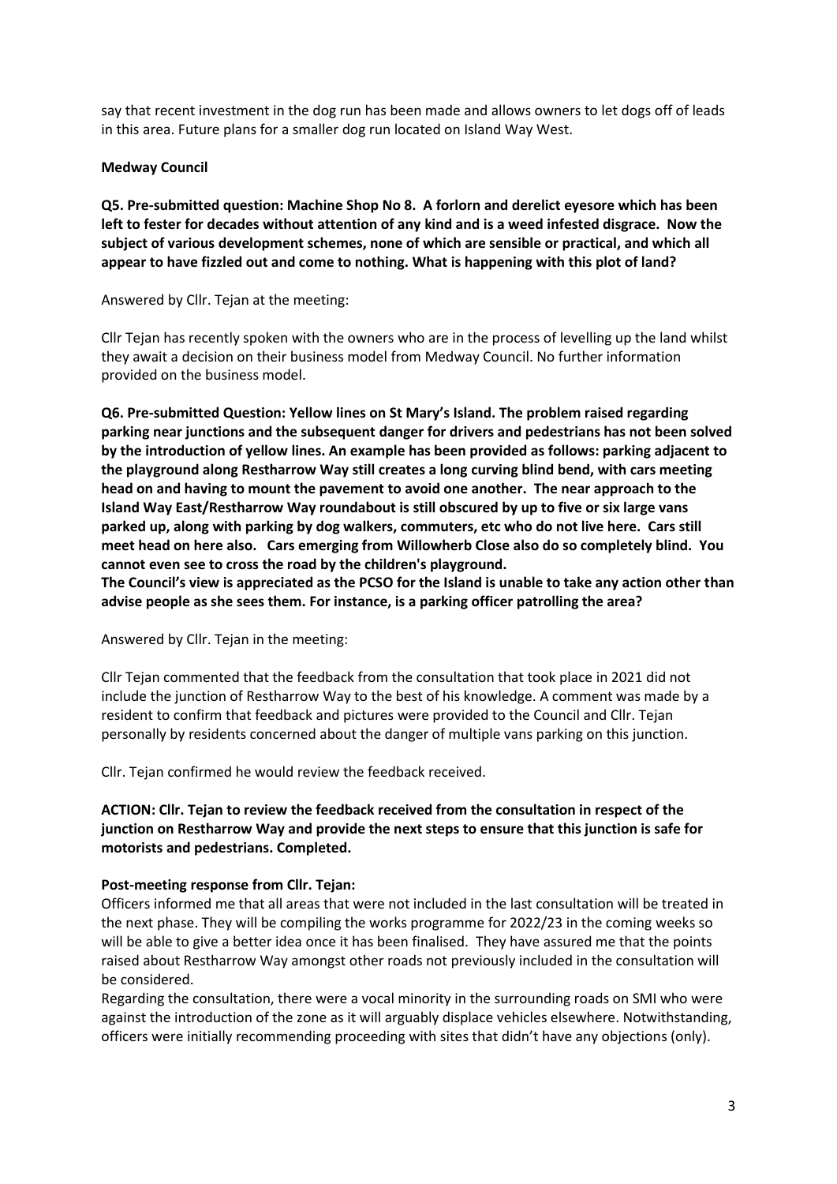say that recent investment in the dog run has been made and allows owners to let dogs off of leads in this area. Future plans for a smaller dog run located on Island Way West.

**Medway Council**

**Q5. Pre-submitted question: Machine Shop No 8. A forlorn and derelict eyesore which has been left to fester for decades without attention of any kind and is a weed infested disgrace. Now the subject of various development schemes, none of which are sensible or practical, and which all appear to have fizzled out and come to nothing. What is happening with this plot of land?**

Answered by Cllr. Tejan at the meeting:

Cllr Tejan has recently spoken with the owners who are in the process of levelling up the land whilst they await a decision on their business model from Medway Council. No further information provided on the business model.

**Q6. Pre-submitted Question: Yellow lines on St Mary's Island. The problem raised regarding parking near junctions and the subsequent danger for drivers and pedestrians has not been solved by the introduction of yellow lines. An example has been provided as follows: parking adjacent to the playground along Restharrow Way still creates a long curving blind bend, with cars meeting head on and having to mount the pavement to avoid one another. The near approach to the Island Way East/Restharrow Way roundabout is still obscured by up to five or six large vans parked up, along with parking by dog walkers, commuters, etc who do not live here. Cars still meet head on here also. Cars emerging from Willowherb Close also do so completely blind. You cannot even see to cross the road by the children's playground.**
**The Council's view is appreciated as the PCSO for the Island is unable to take any action other than advise people as she sees them. For instance, is a parking officer patrolling the area?**

Answered by Cllr. Tejan in the meeting:

Cllr Tejan commented that the feedback from the consultation that took place in 2021 did not include the junction of Restharrow Way to the best of his knowledge. A comment was made by a resident to confirm that feedback and pictures were provided to the Council and Cllr. Tejan personally by residents concerned about the danger of multiple vans parking on this junction.

Cllr. Tejan confirmed he would review the feedback received.

**ACTION: Cllr. Tejan to review the feedback received from the consultation in respect of the junction on Restharrow Way and provide the next steps to ensure that this junction is safe for motorists and pedestrians. Completed.**

**Post-meeting response from Cllr. Tejan:**
Officers informed me that all areas that were not included in the last consultation will be treated in the next phase. They will be compiling the works programme for 2022/23 in the coming weeks so will be able to give a better idea once it has been finalised. They have assured me that the points raised about Restharrow Way amongst other roads not previously included in the consultation will be considered.
Regarding the consultation, there were a vocal minority in the surrounding roads on SMI who were against the introduction of the zone as it will arguably displace vehicles elsewhere. Notwithstanding, officers were initially recommending proceeding with sites that didn't have any objections (only).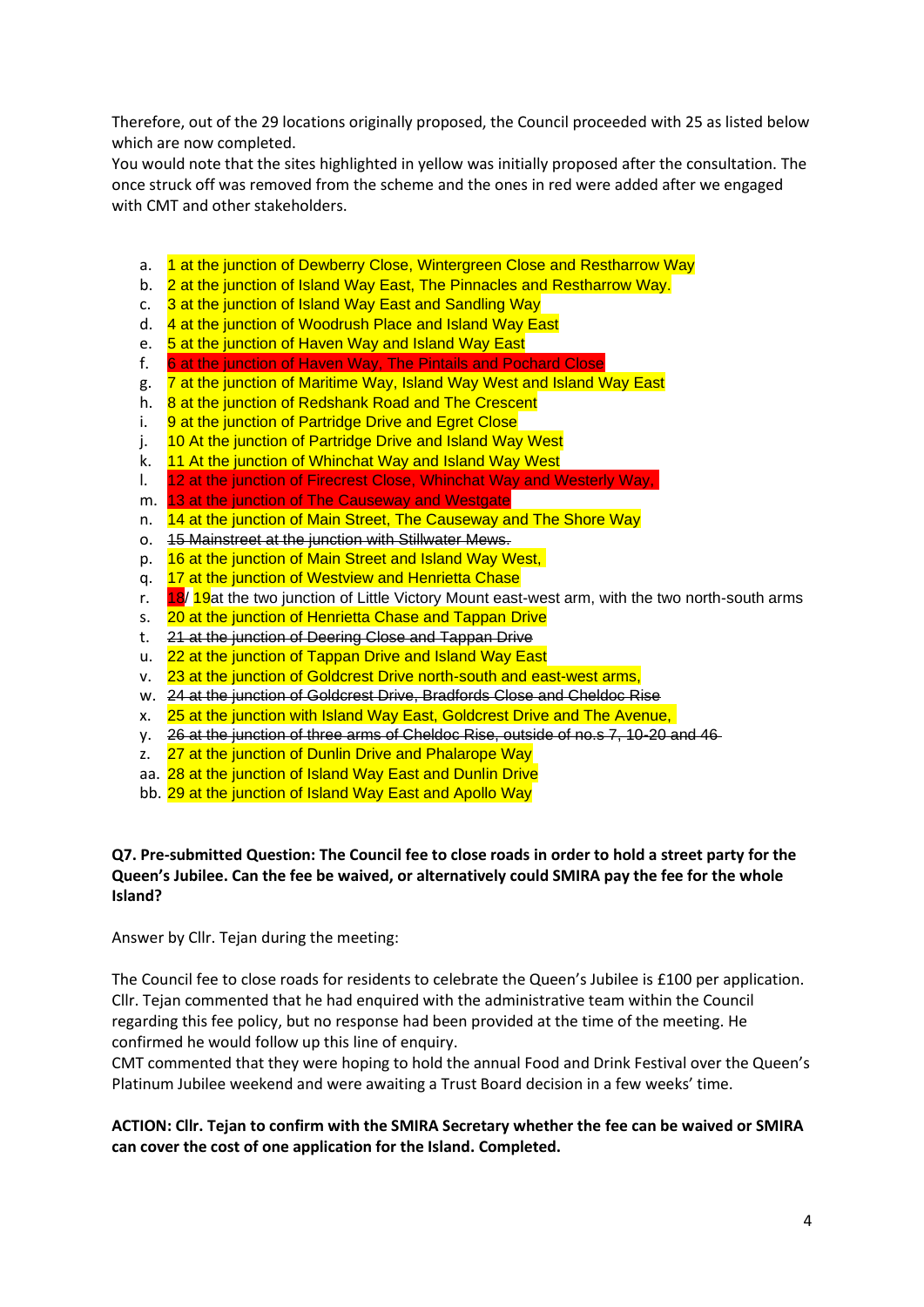Therefore, out of the 29 locations originally proposed, the Council proceeded with 25 as listed below which are now completed.
You would note that the sites highlighted in yellow was initially proposed after the consultation. The once struck off was removed from the scheme and the ones in red were added after we engaged with CMT and other stakeholders.

a. 1 at the junction of Dewberry Close, Wintergreen Close and Restharrow Way
b. 2 at the junction of Island Way East, The Pinnacles and Restharrow Way.
c. 3 at the junction of Island Way East and Sandling Way
d. 4 at the junction of Woodrush Place and Island Way East
e. 5 at the junction of Haven Way and Island Way East
f. 6 at the junction of Haven Way, The Pintails and Pochard Close
g. 7 at the junction of Maritime Way, Island Way West and Island Way East
h. 8 at the junction of Redshank Road and The Crescent
i. 9 at the junction of Partridge Drive and Egret Close
j. 10 At the junction of Partridge Drive and Island Way West
k. 11 At the junction of Whinchat Way and Island Way West
l. 12 at the junction of Firecrest Close, Whinchat Way and Westerly Way,
m. 13 at the junction of The Causeway and Westgate
n. 14 at the junction of Main Street, The Causeway and The Shore Way
o. ~~15 Mainstreet at the junction with Stillwater Mews.~~
p. 16 at the junction of Main Street and Island Way West,
q. 17 at the junction of Westview and Henrietta Chase
r. 18/ 19at the two junction of Little Victory Mount east-west arm, with the two north-south arms
s. 20 at the junction of Henrietta Chase and Tappan Drive
t. ~~21 at the junction of Deering Close and Tappan Drive~~
u. 22 at the junction of Tappan Drive and Island Way East
v. 23 at the junction of Goldcrest Drive north-south and east-west arms,
w. ~~24 at the junction of Goldcrest Drive, Bradfords Close and Cheldoc Rise~~
x. 25 at the junction with Island Way East, Goldcrest Drive and The Avenue,
y. ~~26 at the junction of three arms of Cheldoc Rise, outside of no.s 7, 10-20 and 46~~
z. 27 at the junction of Dunlin Drive and Phalarope Way
aa. 28 at the junction of Island Way East and Dunlin Drive
bb. 29 at the junction of Island Way East and Apollo Way

**Q7. Pre-submitted Question: The Council fee to close roads in order to hold a street party for the Queen's Jubilee. Can the fee be waived, or alternatively could SMIRA pay the fee for the whole Island?**

Answer by Cllr. Tejan during the meeting:

The Council fee to close roads for residents to celebrate the Queen's Jubilee is £100 per application. Cllr. Tejan commented that he had enquired with the administrative team within the Council regarding this fee policy, but no response had been provided at the time of the meeting. He confirmed he would follow up this line of enquiry.
CMT commented that they were hoping to hold the annual Food and Drink Festival over the Queen's Platinum Jubilee weekend and were awaiting a Trust Board decision in a few weeks' time.

**ACTION: Cllr. Tejan to confirm with the SMIRA Secretary whether the fee can be waived or SMIRA can cover the cost of one application for the Island. Completed.**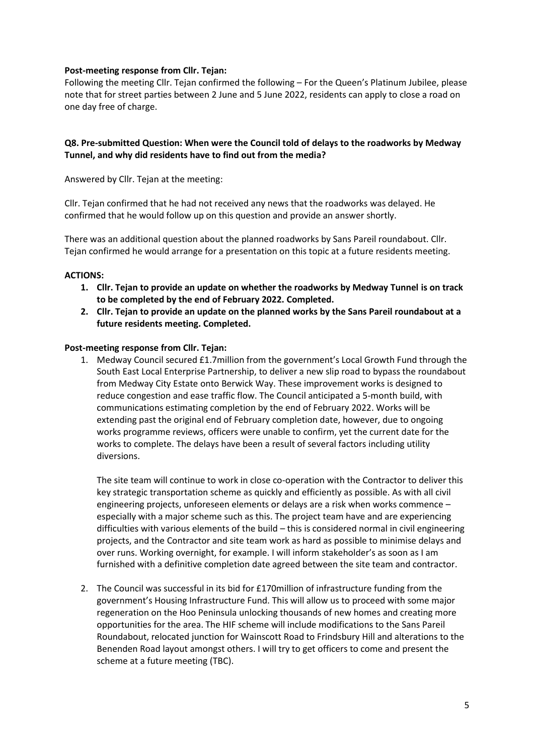**Post-meeting response from Cllr. Tejan:**

Following the meeting Cllr. Tejan confirmed the following – For the Queen's Platinum Jubilee, please note that for street parties between 2 June and 5 June 2022, residents can apply to close a road on one day free of charge.

**Q8. Pre-submitted Question: When were the Council told of delays to the roadworks by Medway Tunnel, and why did residents have to find out from the media?**

Answered by Cllr. Tejan at the meeting:

Cllr. Tejan confirmed that he had not received any news that the roadworks was delayed. He confirmed that he would follow up on this question and provide an answer shortly.

There was an additional question about the planned roadworks by Sans Pareil roundabout. Cllr. Tejan confirmed he would arrange for a presentation on this topic at a future residents meeting.

**ACTIONS:**

1. **Cllr. Tejan to provide an update on whether the roadworks by Medway Tunnel is on track to be completed by the end of February 2022. Completed.**
2. **Cllr. Tejan to provide an update on the planned works by the Sans Pareil roundabout at a future residents meeting. Completed.**

**Post-meeting response from Cllr. Tejan:**

1. Medway Council secured £1.7million from the government's Local Growth Fund through the South East Local Enterprise Partnership, to deliver a new slip road to bypass the roundabout from Medway City Estate onto Berwick Way. These improvement works is designed to reduce congestion and ease traffic flow. The Council anticipated a 5-month build, with communications estimating completion by the end of February 2022. Works will be extending past the original end of February completion date, however, due to ongoing works programme reviews, officers were unable to confirm, yet the current date for the works to complete. The delays have been a result of several factors including utility diversions.

   The site team will continue to work in close co-operation with the Contractor to deliver this key strategic transportation scheme as quickly and efficiently as possible. As with all civil engineering projects, unforeseen elements or delays are a risk when works commence – especially with a major scheme such as this. The project team have and are experiencing difficulties with various elements of the build – this is considered normal in civil engineering projects, and the Contractor and site team work as hard as possible to minimise delays and over runs. Working overnight, for example. I will inform stakeholder's as soon as I am furnished with a definitive completion date agreed between the site team and contractor.

2. The Council was successful in its bid for £170million of infrastructure funding from the government's Housing Infrastructure Fund. This will allow us to proceed with some major regeneration on the Hoo Peninsula unlocking thousands of new homes and creating more opportunities for the area. The HIF scheme will include modifications to the Sans Pareil Roundabout, relocated junction for Wainscott Road to Frindsbury Hill and alterations to the Benenden Road layout amongst others. I will try to get officers to come and present the scheme at a future meeting (TBC).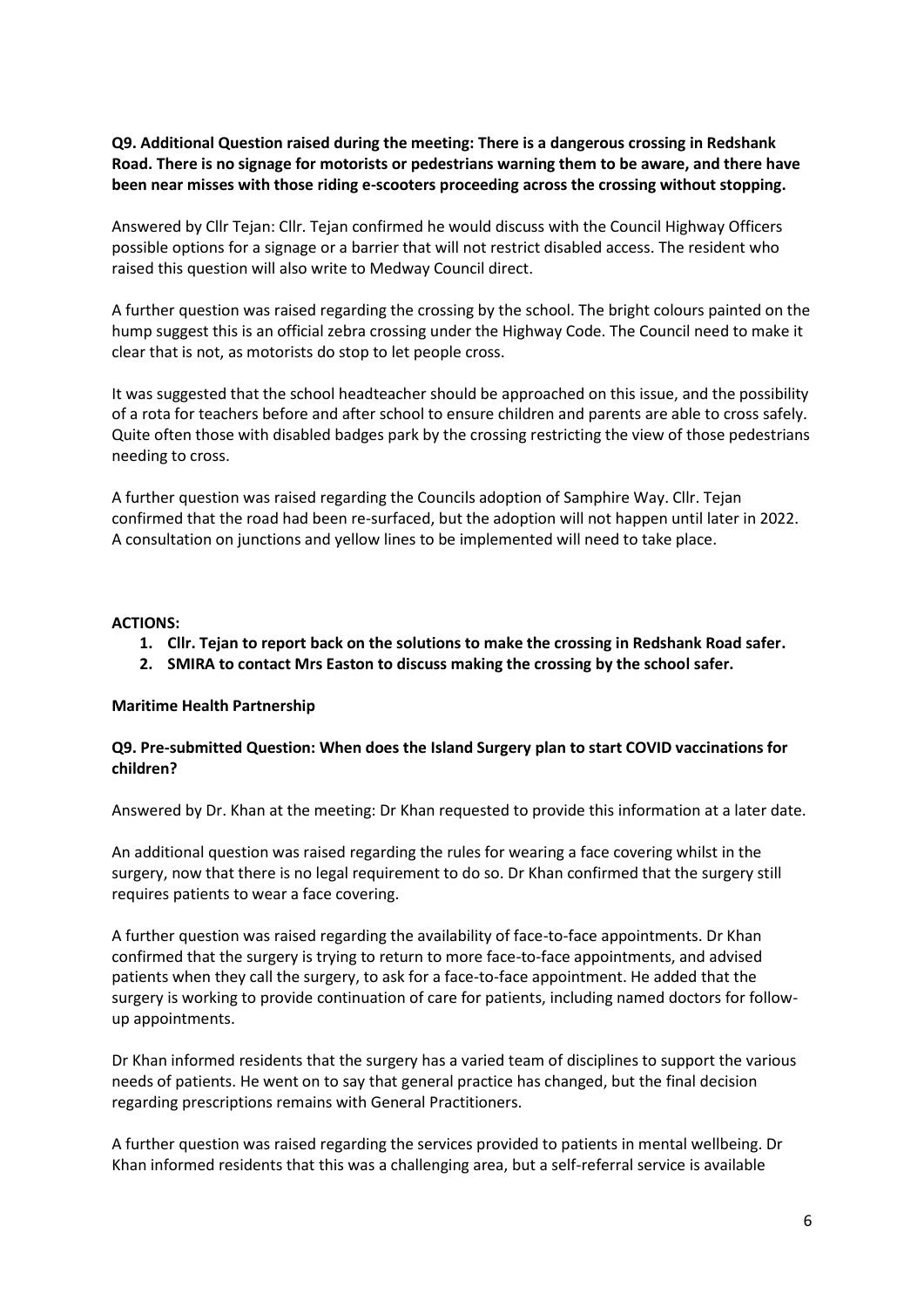**Q9. Additional Question raised during the meeting: There is a dangerous crossing in Redshank Road. There is no signage for motorists or pedestrians warning them to be aware, and there have been near misses with those riding e-scooters proceeding across the crossing without stopping.**

Answered by Cllr Tejan: Cllr. Tejan confirmed he would discuss with the Council Highway Officers possible options for a signage or a barrier that will not restrict disabled access. The resident who raised this question will also write to Medway Council direct.

A further question was raised regarding the crossing by the school. The bright colours painted on the hump suggest this is an official zebra crossing under the Highway Code. The Council need to make it clear that is not, as motorists do stop to let people cross.

It was suggested that the school headteacher should be approached on this issue, and the possibility of a rota for teachers before and after school to ensure children and parents are able to cross safely. Quite often those with disabled badges park by the crossing restricting the view of those pedestrians needing to cross.

A further question was raised regarding the Councils adoption of Samphire Way. Cllr. Tejan confirmed that the road had been re-surfaced, but the adoption will not happen until later in 2022. A consultation on junctions and yellow lines to be implemented will need to take place.

**ACTIONS:**

1. **Cllr. Tejan to report back on the solutions to make the crossing in Redshank Road safer.**
2. **SMIRA to contact Mrs Easton to discuss making the crossing by the school safer.**

**Maritime Health Partnership**

**Q9. Pre-submitted Question: When does the Island Surgery plan to start COVID vaccinations for children?**

Answered by Dr. Khan at the meeting: Dr Khan requested to provide this information at a later date.

An additional question was raised regarding the rules for wearing a face covering whilst in the surgery, now that there is no legal requirement to do so. Dr Khan confirmed that the surgery still requires patients to wear a face covering.

A further question was raised regarding the availability of face-to-face appointments. Dr Khan confirmed that the surgery is trying to return to more face-to-face appointments, and advised patients when they call the surgery, to ask for a face-to-face appointment. He added that the surgery is working to provide continuation of care for patients, including named doctors for follow-up appointments.

Dr Khan informed residents that the surgery has a varied team of disciplines to support the various needs of patients. He went on to say that general practice has changed, but the final decision regarding prescriptions remains with General Practitioners.

A further question was raised regarding the services provided to patients in mental wellbeing. Dr Khan informed residents that this was a challenging area, but a self-referral service is available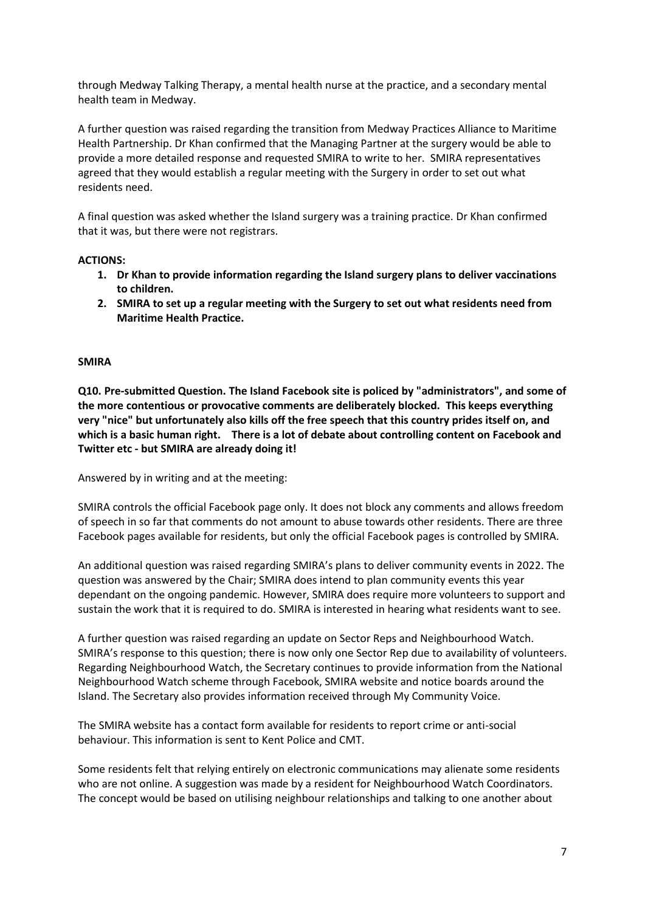through Medway Talking Therapy, a mental health nurse at the practice, and a secondary mental health team in Medway.

A further question was raised regarding the transition from Medway Practices Alliance to Maritime Health Partnership. Dr Khan confirmed that the Managing Partner at the surgery would be able to provide a more detailed response and requested SMIRA to write to her. SMIRA representatives agreed that they would establish a regular meeting with the Surgery in order to set out what residents need.

A final question was asked whether the Island surgery was a training practice. Dr Khan confirmed that it was, but there were not registrars.

**ACTIONS:**

1. **Dr Khan to provide information regarding the Island surgery plans to deliver vaccinations to children.**
2. **SMIRA to set up a regular meeting with the Surgery to set out what residents need from Maritime Health Practice.**

**SMIRA**

**Q10. Pre-submitted Question. The Island Facebook site is policed by "administrators", and some of the more contentious or provocative comments are deliberately blocked. This keeps everything very "nice" but unfortunately also kills off the free speech that this country prides itself on, and which is a basic human right. There is a lot of debate about controlling content on Facebook and Twitter etc - but SMIRA are already doing it!**

Answered by in writing and at the meeting:

SMIRA controls the official Facebook page only. It does not block any comments and allows freedom of speech in so far that comments do not amount to abuse towards other residents. There are three Facebook pages available for residents, but only the official Facebook pages is controlled by SMIRA.

An additional question was raised regarding SMIRA's plans to deliver community events in 2022. The question was answered by the Chair; SMIRA does intend to plan community events this year dependant on the ongoing pandemic. However, SMIRA does require more volunteers to support and sustain the work that it is required to do. SMIRA is interested in hearing what residents want to see.

A further question was raised regarding an update on Sector Reps and Neighbourhood Watch. SMIRA's response to this question; there is now only one Sector Rep due to availability of volunteers. Regarding Neighbourhood Watch, the Secretary continues to provide information from the National Neighbourhood Watch scheme through Facebook, SMIRA website and notice boards around the Island. The Secretary also provides information received through My Community Voice.

The SMIRA website has a contact form available for residents to report crime or anti-social behaviour. This information is sent to Kent Police and CMT.

Some residents felt that relying entirely on electronic communications may alienate some residents who are not online. A suggestion was made by a resident for Neighbourhood Watch Coordinators. The concept would be based on utilising neighbour relationships and talking to one another about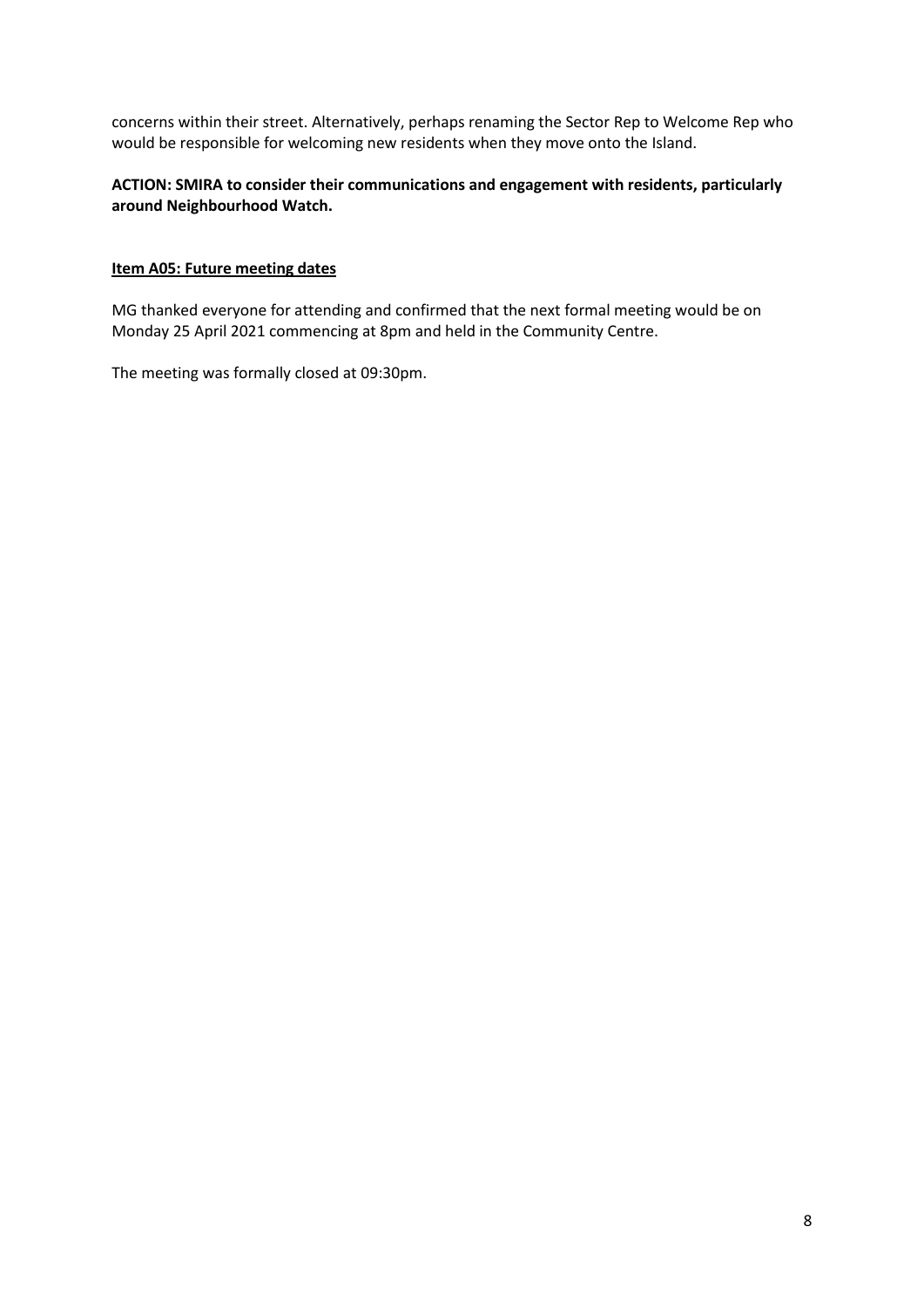concerns within their street. Alternatively, perhaps renaming the Sector Rep to Welcome Rep who would be responsible for welcoming new residents when they move onto the Island.

**ACTION: SMIRA to consider their communications and engagement with residents, particularly around Neighbourhood Watch.**

**Item A05: Future meeting dates**

MG thanked everyone for attending and confirmed that the next formal meeting would be on Monday 25 April 2021 commencing at 8pm and held in the Community Centre.

The meeting was formally closed at 09:30pm.